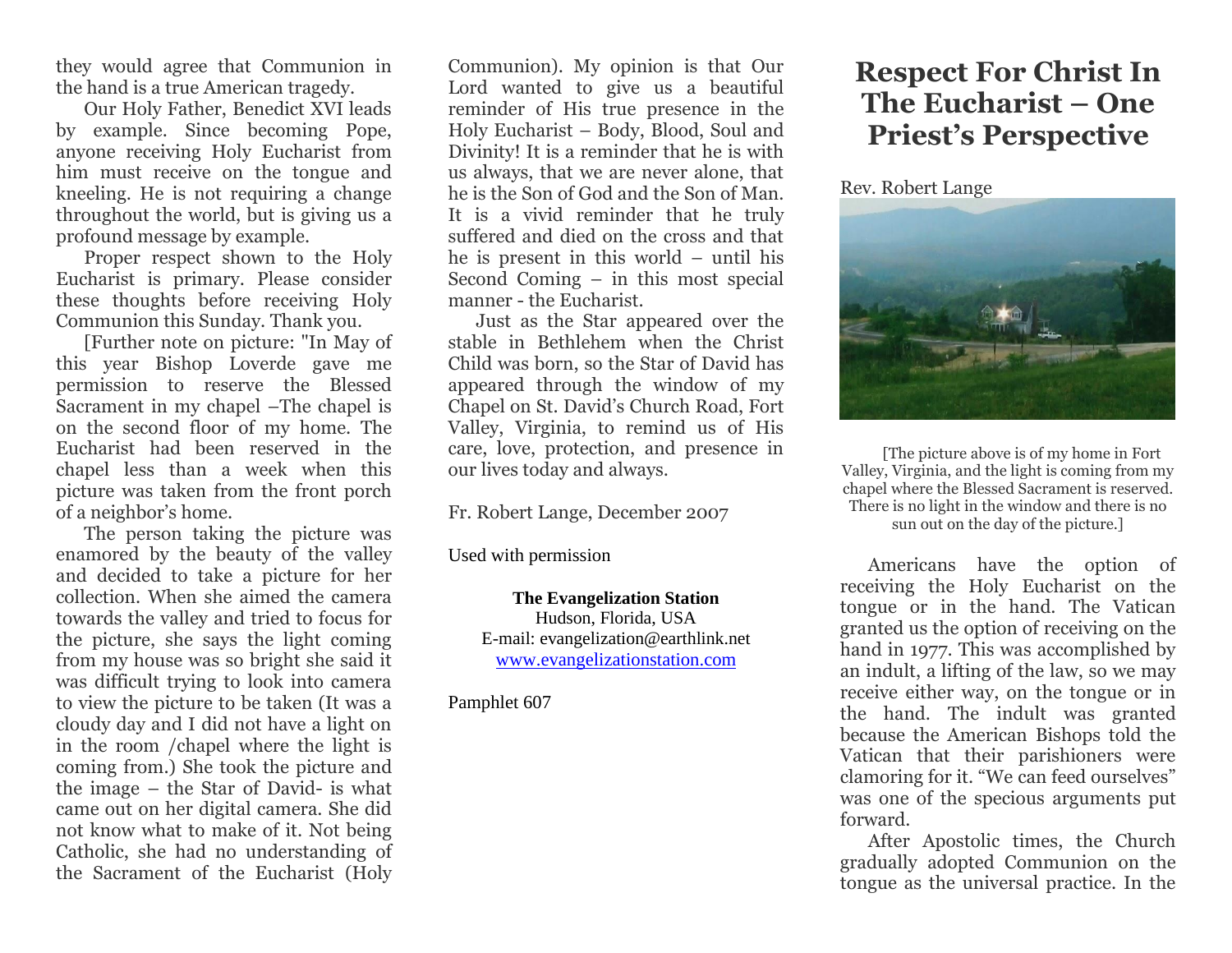they would agree that Communion in the hand is a true American tragedy.

Our Holy Father, Benedict XVI leads by example. Since becoming Pope, anyone receiving Holy Eucharist from him must receive on the tongue and kneeling. He is not requiring a change throughout the world, but is giving us a profound message by example.

Proper respect shown to the Holy Eucharist is primary. Please consider these thoughts before receiving Holy Communion this Sunday. Thank you.

[Further note on picture: "In May of this year Bishop Loverde gave me permission to reserve the Blessed Sacrament in my chapel –The chapel is on the second floor of my home. The Eucharist had been reserved in the chapel less than a week when this picture was taken from the front porch of a neighbor's home.

The person taking the picture was enamored by the beauty of the valley and decided to take a picture for her collection. When she aimed the camera towards the valley and tried to focus for the picture, she says the light coming from my house was so bright she said it was difficult trying to look into camera to view the picture to be taken (It was a cloudy day and I did not have a light on in the room /chapel where the light is coming from.) She took the picture and the image – the Star of David- is what came out on her digital camera. She did not know what to make of it. Not being Catholic, she had no understanding of the Sacrament of the Eucharist (Holy Communion). My opinion is that Our Lord wanted to give us a beautiful reminder of His true presence in the Holy Eucharist – Body, Blood, Soul and Divinity! It is a reminder that he is with us always, that we are never alone, that he is the Son of God and the Son of Man. It is a vivid reminder that he truly suffered and died on the cross and that he is present in this world – until his Second Coming – in this most special manner - the Eucharist.

Just as the Star appeared over the stable in Bethlehem when the Christ Child was born, so the Star of David has appeared through the window of my Chapel on St. David's Church Road, Fort Valley, Virginia, to remind us of His care, love, protection, and presence in our lives today and always.

Fr. Robert Lange, December 2007

Used with permission

**The Evangelization Station**
Hudson, Florida, USA
E-mail: evangelization@earthlink.net
www.evangelizationstation.com

Pamphlet 607

# Respect For Christ In The Eucharist – One Priest's Perspective

Rev. Robert Lange

[The picture above is of my home in Fort Valley, Virginia, and the light is coming from my chapel where the Blessed Sacrament is reserved. There is no light in the window and there is no sun out on the day of the picture.]

Americans have the option of receiving the Holy Eucharist on the tongue or in the hand. The Vatican granted us the option of receiving on the hand in 1977. This was accomplished by an indult, a lifting of the law, so we may receive either way, on the tongue or in the hand. The indult was granted because the American Bishops told the Vatican that their parishioners were clamoring for it. "We can feed ourselves" was one of the specious arguments put forward.

After Apostolic times, the Church gradually adopted Communion on the tongue as the universal practice. In the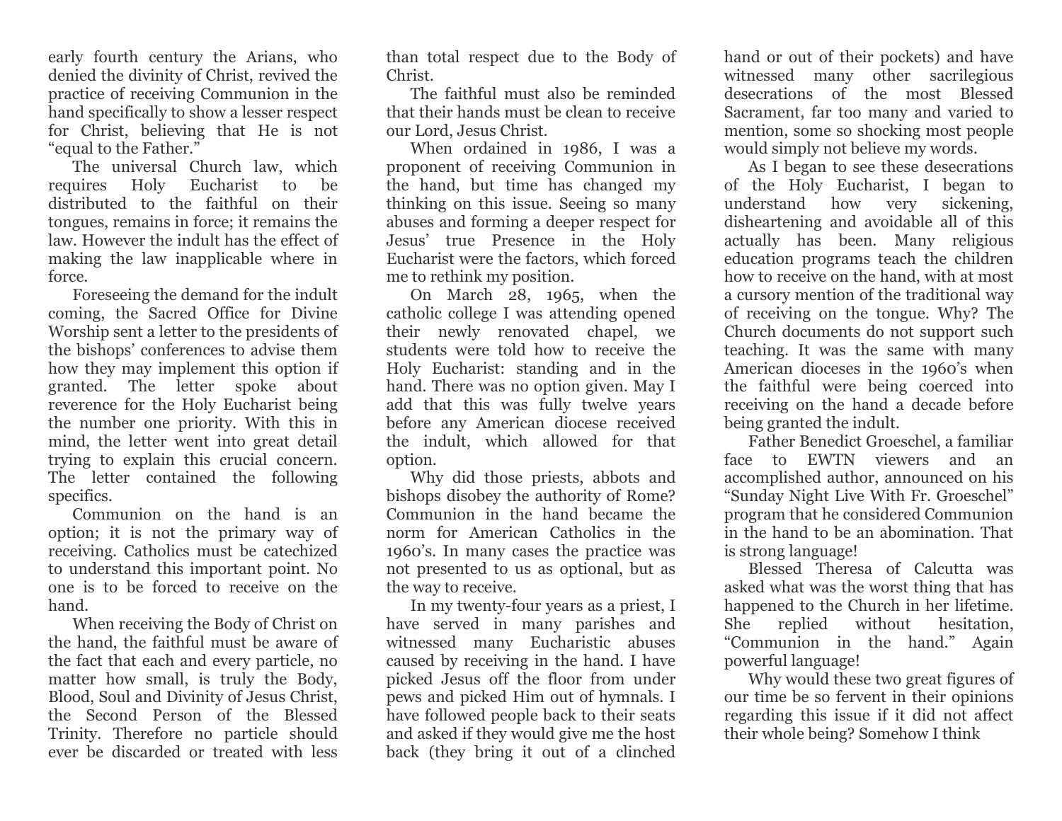early fourth century the Arians, who denied the divinity of Christ, revived the practice of receiving Communion in the hand specifically to show a lesser respect for Christ, believing that He is not "equal to the Father."

The universal Church law, which requires Holy Eucharist to be distributed to the faithful on their tongues, remains in force; it remains the law. However the indult has the effect of making the law inapplicable where in force.

Foreseeing the demand for the indult coming, the Sacred Office for Divine Worship sent a letter to the presidents of the bishops' conferences to advise them how they may implement this option if granted. The letter spoke about reverence for the Holy Eucharist being the number one priority. With this in mind, the letter went into great detail trying to explain this crucial concern. The letter contained the following specifics.

Communion on the hand is an option; it is not the primary way of receiving. Catholics must be catechized to understand this important point. No one is to be forced to receive on the hand.

When receiving the Body of Christ on the hand, the faithful must be aware of the fact that each and every particle, no matter how small, is truly the Body, Blood, Soul and Divinity of Jesus Christ, the Second Person of the Blessed Trinity. Therefore no particle should ever be discarded or treated with less than total respect due to the Body of Christ.

The faithful must also be reminded that their hands must be clean to receive our Lord, Jesus Christ.

When ordained in 1986, I was a proponent of receiving Communion in the hand, but time has changed my thinking on this issue. Seeing so many abuses and forming a deeper respect for Jesus' true Presence in the Holy Eucharist were the factors, which forced me to rethink my position.

On March 28, 1965, when the catholic college I was attending opened their newly renovated chapel, we students were told how to receive the Holy Eucharist: standing and in the hand. There was no option given. May I add that this was fully twelve years before any American diocese received the indult, which allowed for that option.

Why did those priests, abbots and bishops disobey the authority of Rome? Communion in the hand became the norm for American Catholics in the 1960's. In many cases the practice was not presented to us as optional, but as the way to receive.

In my twenty-four years as a priest, I have served in many parishes and witnessed many Eucharistic abuses caused by receiving in the hand. I have picked Jesus off the floor from under pews and picked Him out of hymnals. I have followed people back to their seats and asked if they would give me the host back (they bring it out of a clinched hand or out of their pockets) and have witnessed many other sacrilegious desecrations of the most Blessed Sacrament, far too many and varied to mention, some so shocking most people would simply not believe my words.

As I began to see these desecrations of the Holy Eucharist, I began to understand how very sickening, disheartening and avoidable all of this actually has been. Many religious education programs teach the children how to receive on the hand, with at most a cursory mention of the traditional way of receiving on the tongue. Why? The Church documents do not support such teaching. It was the same with many American dioceses in the 1960's when the faithful were being coerced into receiving on the hand a decade before being granted the indult.

Father Benedict Groeschel, a familiar face to EWTN viewers and an accomplished author, announced on his "Sunday Night Live With Fr. Groeschel" program that he considered Communion in the hand to be an abomination. That is strong language!

Blessed Theresa of Calcutta was asked what was the worst thing that has happened to the Church in her lifetime. She replied without hesitation, "Communion in the hand." Again powerful language!

Why would these two great figures of our time be so fervent in their opinions regarding this issue if it did not affect their whole being? Somehow I think